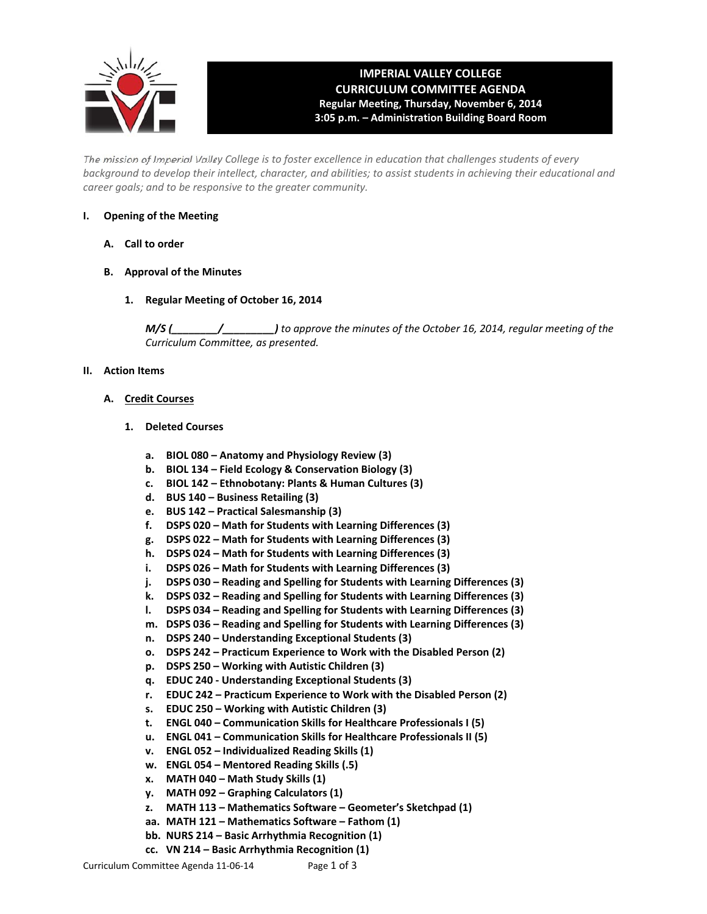# IMPERIAL VALLEY COLLEGE
## CURRICULUM COMMITTEE AGENDA
**Regular Meeting, Thursday, November 6, 2014**
**3:05 p.m. – Administration Building Board Room**

*The mission of Imperial Valley College is to foster excellence in education that challenges students of every background to develop their intellect, character, and abilities; to assist students in achieving their educational and career goals; and to be responsive to the greater community.*

**I. Opening of the Meeting**

**A. Call to order**

**B. Approval of the Minutes**

**1. Regular Meeting of October 16, 2014**

***M/S (________/_________)*** *to approve the minutes of the October 16, 2014, regular meeting of the Curriculum Committee, as presented.*

**II. Action Items**

**A. <u>Credit Courses</u>**

**1. Deleted Courses**

**a. BIOL 080 – Anatomy and Physiology Review (3)**
**b. BIOL 134 – Field Ecology & Conservation Biology (3)**
**c. BIOL 142 – Ethnobotany: Plants & Human Cultures (3)**
**d. BUS 140 – Business Retailing (3)**
**e. BUS 142 – Practical Salesmanship (3)**
**f. DSPS 020 – Math for Students with Learning Differences (3)**
**g. DSPS 022 – Math for Students with Learning Differences (3)**
**h. DSPS 024 – Math for Students with Learning Differences (3)**
**i. DSPS 026 – Math for Students with Learning Differences (3)**
**j. DSPS 030 – Reading and Spelling for Students with Learning Differences (3)**
**k. DSPS 032 – Reading and Spelling for Students with Learning Differences (3)**
**l. DSPS 034 – Reading and Spelling for Students with Learning Differences (3)**
**m. DSPS 036 – Reading and Spelling for Students with Learning Differences (3)**
**n. DSPS 240 – Understanding Exceptional Students (3)**
**o. DSPS 242 – Practicum Experience to Work with the Disabled Person (2)**
**p. DSPS 250 – Working with Autistic Children (3)**
**q. EDUC 240 - Understanding Exceptional Students (3)**
**r. EDUC 242 – Practicum Experience to Work with the Disabled Person (2)**
**s. EDUC 250 – Working with Autistic Children (3)**
**t. ENGL 040 – Communication Skills for Healthcare Professionals I (5)**
**u. ENGL 041 – Communication Skills for Healthcare Professionals II (5)**
**v. ENGL 052 – Individualized Reading Skills (1)**
**w. ENGL 054 – Mentored Reading Skills (.5)**
**x. MATH 040 – Math Study Skills (1)**
**y. MATH 092 – Graphing Calculators (1)**
**z. MATH 113 – Mathematics Software – Geometer's Sketchpad (1)**
**aa. MATH 121 – Mathematics Software – Fathom (1)**
**bb. NURS 214 – Basic Arrhythmia Recognition (1)**
**cc. VN 214 – Basic Arrhythmia Recognition (1)**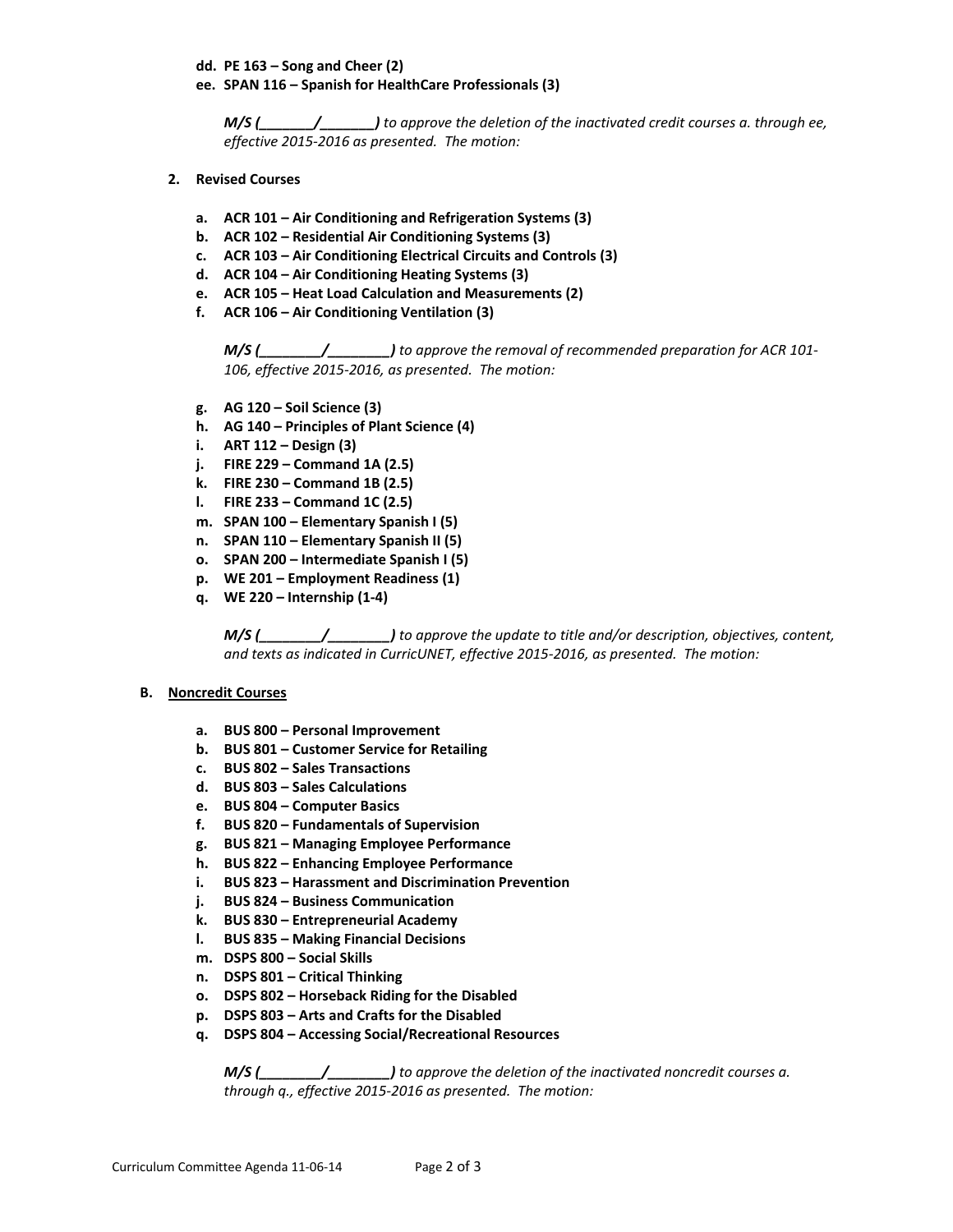**dd. PE 163 – Song and Cheer (2)**
**ee. SPAN 116 – Spanish for HealthCare Professionals (3)**

***M/S (_______/_______)*** *to approve the deletion of the inactivated credit courses a. through ee, effective 2015-2016 as presented. The motion:*

**2. Revised Courses**

**a. ACR 101 – Air Conditioning and Refrigeration Systems (3)**
**b. ACR 102 – Residential Air Conditioning Systems (3)**
**c. ACR 103 – Air Conditioning Electrical Circuits and Controls (3)**
**d. ACR 104 – Air Conditioning Heating Systems (3)**
**e. ACR 105 – Heat Load Calculation and Measurements (2)**
**f. ACR 106 – Air Conditioning Ventilation (3)**

***M/S (________/________)*** *to approve the removal of recommended preparation for ACR 101-106, effective 2015-2016, as presented. The motion:*

**g. AG 120 – Soil Science (3)**
**h. AG 140 – Principles of Plant Science (4)**
**i. ART 112 – Design (3)**
**j. FIRE 229 – Command 1A (2.5)**
**k. FIRE 230 – Command 1B (2.5)**
**l. FIRE 233 – Command 1C (2.5)**
**m. SPAN 100 – Elementary Spanish I (5)**
**n. SPAN 110 – Elementary Spanish II (5)**
**o. SPAN 200 – Intermediate Spanish I (5)**
**p. WE 201 – Employment Readiness (1)**
**q. WE 220 – Internship (1-4)**

***M/S (________/________)*** *to approve the update to title and/or description, objectives, content, and texts as indicated in CurricUNET, effective 2015-2016, as presented. The motion:*

**B. Noncredit Courses**

**a. BUS 800 – Personal Improvement**
**b. BUS 801 – Customer Service for Retailing**
**c. BUS 802 – Sales Transactions**
**d. BUS 803 – Sales Calculations**
**e. BUS 804 – Computer Basics**
**f. BUS 820 – Fundamentals of Supervision**
**g. BUS 821 – Managing Employee Performance**
**h. BUS 822 – Enhancing Employee Performance**
**i. BUS 823 – Harassment and Discrimination Prevention**
**j. BUS 824 – Business Communication**
**k. BUS 830 – Entrepreneurial Academy**
**l. BUS 835 – Making Financial Decisions**
**m. DSPS 800 – Social Skills**
**n. DSPS 801 – Critical Thinking**
**o. DSPS 802 – Horseback Riding for the Disabled**
**p. DSPS 803 – Arts and Crafts for the Disabled**
**q. DSPS 804 – Accessing Social/Recreational Resources**

***M/S (________/________)*** *to approve the deletion of the inactivated noncredit courses a. through q., effective 2015-2016 as presented. The motion:*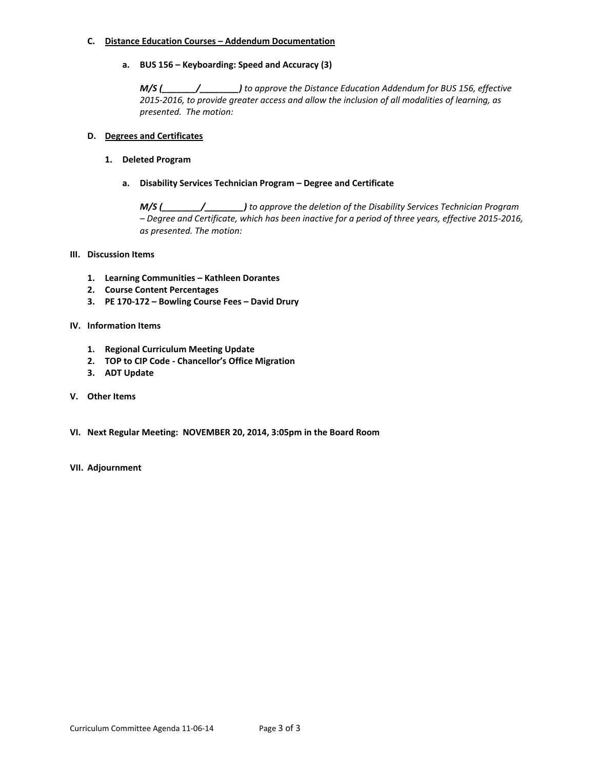**C. <u>Distance Education Courses – Addendum Documentation</u>**

**a. BUS 156 – Keyboarding: Speed and Accuracy (3)**

***M/S (_______/________)*** *to approve the Distance Education Addendum for BUS 156, effective 2015-2016, to provide greater access and allow the inclusion of all modalities of learning, as presented. The motion:*

**D. <u>Degrees and Certificates</u>**

**1. Deleted Program**

**a. Disability Services Technician Program – Degree and Certificate**

***M/S (________/________)*** *to approve the deletion of the Disability Services Technician Program – Degree and Certificate, which has been inactive for a period of three years, effective 2015-2016, as presented. The motion:*

**III. Discussion Items**

1. **Learning Communities – Kathleen Dorantes**
2. **Course Content Percentages**
3. **PE 170-172 – Bowling Course Fees – David Drury**

**IV. Information Items**

1. **Regional Curriculum Meeting Update**
2. **TOP to CIP Code - Chancellor's Office Migration**
3. **ADT Update**

**V. Other Items**

**VI. Next Regular Meeting: NOVEMBER 20, 2014, 3:05pm in the Board Room**

**VII. Adjournment**